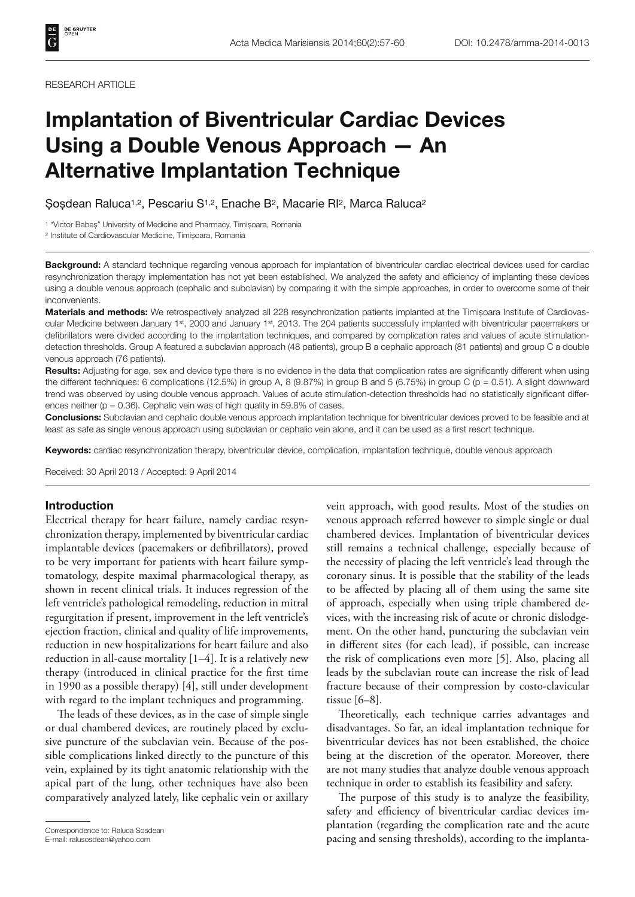RESEARCH ARTICLE

# Implantation of Biventricular Cardiac Devices Using a Double Venous Approach — An Alternative Implantation Technique

Șoșdean Raluca[1,2], Pescariu S[1,2], Enache B[2], Macarie RI[2], Marca Raluca[2]

[1] "Victor Babeș" University of Medicine and Pharmacy, Timișoara, Romania

[2] Institute of Cardiovascular Medicine, Timișoara, Romania

**Background:** A standard technique regarding venous approach for implantation of biventricular cardiac electrical devices used for cardiac resynchronization therapy implementation has not yet been established. We analyzed the safety and efficiency of implanting these devices using a double venous approach (cephalic and subclavian) by comparing it with the simple approaches, in order to overcome some of their inconvenients.

**Materials and methods:** We retrospectively analyzed all 228 resynchronization patients implanted at the Timișoara Institute of Cardiovascular Medicine between January 1st, 2000 and January 1st, 2013. The 204 patients successfully implanted with biventricular pacemakers or defibrillators were divided according to the implantation techniques, and compared by complication rates and values of acute stimulation-detection thresholds. Group A featured a subclavian approach (48 patients), group B a cephalic approach (81 patients) and group C a double venous approach (76 patients).

**Results:** Adjusting for age, sex and device type there is no evidence in the data that complication rates are significantly different when using the different techniques: 6 complications (12.5%) in group A, 8 (9.87%) in group B and 5 (6.75%) in group C ($p = 0.51$). A slight downward trend was observed by using double venous approach. Values of acute stimulation-detection thresholds had no statistically significant differences neither ($p = 0.36$). Cephalic vein was of high quality in 59.8% of cases.

**Conclusions:** Subclavian and cephalic double venous approach implantation technique for biventricular devices proved to be feasible and at least as safe as single venous approach using subclavian or cephalic vein alone, and it can be used as a first resort technique.

**Keywords:** cardiac resynchronization therapy, biventricular device, complication, implantation technique, double venous approach

Received: 30 April 2013 / Accepted: 9 April 2014

## Introduction

Electrical therapy for heart failure, namely cardiac resynchronization therapy, implemented by biventricular cardiac implantable devices (pacemakers or defibrillators), proved to be very important for patients with heart failure symptomatology, despite maximal pharmacological therapy, as shown in recent clinical trials. It induces regression of the left ventricle's pathological remodeling, reduction in mitral regurgitation if present, improvement in the left ventricle's ejection fraction, clinical and quality of life improvements, reduction in new hospitalizations for heart failure and also reduction in all-cause mortality [1–4]. It is a relatively new therapy (introduced in clinical practice for the first time in 1990 as a possible therapy) [4], still under development with regard to the implant techniques and programming.

The leads of these devices, as in the case of simple single or dual chambered devices, are routinely placed by exclusive puncture of the subclavian vein. Because of the possible complications linked directly to the puncture of this vein, explained by its tight anatomic relationship with the apical part of the lung, other techniques have also been comparatively analyzed lately, like cephalic vein or axillary vein approach, with good results. Most of the studies on venous approach referred however to simple single or dual chambered devices. Implantation of biventricular devices still remains a technical challenge, especially because of the necessity of placing the left ventricle's lead through the coronary sinus. It is possible that the stability of the leads to be affected by placing all of them using the same site of approach, especially when using triple chambered devices, with the increasing risk of acute or chronic dislodgement. On the other hand, puncturing the subclavian vein in different sites (for each lead), if possible, can increase the risk of complications even more [5]. Also, placing all leads by the subclavian route can increase the risk of lead fracture because of their compression by costo-clavicular tissue [6–8].

Theoretically, each technique carries advantages and disadvantages. So far, an ideal implantation technique for biventricular devices has not been established, the choice being at the discretion of the operator. Moreover, there are not many studies that analyze double venous approach technique in order to establish its feasibility and safety.

The purpose of this study is to analyze the feasibility, safety and efficiency of biventricular cardiac devices implantation (regarding the complication rate and the acute pacing and sensing thresholds), according to the implanta-

Correspondence to: Raluca Sosdean
E-mail: ralusosdean@yahoo.com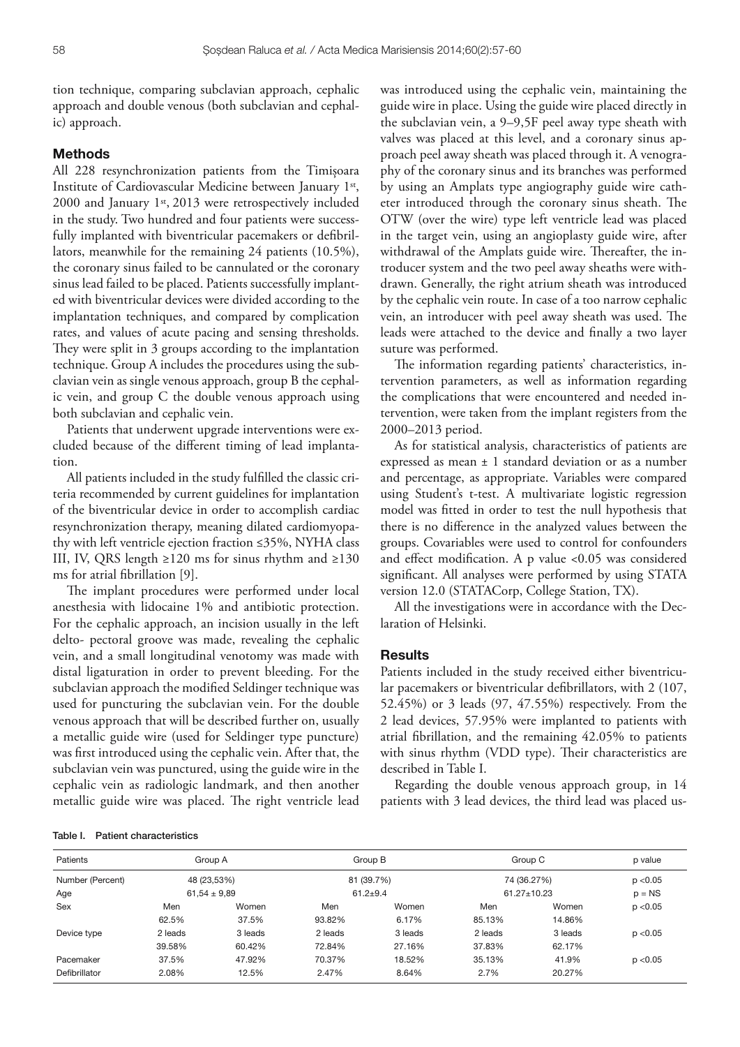tion technique, comparing subclavian approach, cephalic approach and double venous (both subclavian and cephalic) approach.

## Methods

All 228 resynchronization patients from the Timișoara Institute of Cardiovascular Medicine between January 1st, 2000 and January 1st, 2013 were retrospectively included in the study. Two hundred and four patients were successfully implanted with biventricular pacemakers or defibrillators, meanwhile for the remaining 24 patients (10.5%), the coronary sinus failed to be cannulated or the coronary sinus lead failed to be placed. Patients successfully implanted with biventricular devices were divided according to the implantation techniques, and compared by complication rates, and values of acute pacing and sensing thresholds. They were split in 3 groups according to the implantation technique. Group A includes the procedures using the subclavian vein as single venous approach, group B the cephalic vein, and group C the double venous approach using both subclavian and cephalic vein.

Patients that underwent upgrade interventions were excluded because of the different timing of lead implantation.

All patients included in the study fulfilled the classic criteria recommended by current guidelines for implantation of the biventricular device in order to accomplish cardiac resynchronization therapy, meaning dilated cardiomyopathy with left ventricle ejection fraction ≤35%, NYHA class III, IV, QRS length ≥120 ms for sinus rhythm and ≥130 ms for atrial fibrillation [9].

The implant procedures were performed under local anesthesia with lidocaine 1% and antibiotic protection. For the cephalic approach, an incision usually in the left delto- pectoral groove was made, revealing the cephalic vein, and a small longitudinal venotomy was made with distal ligaturation in order to prevent bleeding. For the subclavian approach the modified Seldinger technique was used for puncturing the subclavian vein. For the double venous approach that will be described further on, usually a metallic guide wire (used for Seldinger type puncture) was first introduced using the cephalic vein. After that, the subclavian vein was punctured, using the guide wire in the cephalic vein as radiologic landmark, and then another metallic guide wire was placed. The right ventricle lead was introduced using the cephalic vein, maintaining the guide wire in place. Using the guide wire placed directly in the subclavian vein, a 9–9,5F peel away type sheath with valves was placed at this level, and a coronary sinus approach peel away sheath was placed through it. A venography of the coronary sinus and its branches was performed by using an Amplats type angiography guide wire catheter introduced through the coronary sinus sheath. The OTW (over the wire) type left ventricle lead was placed in the target vein, using an angioplasty guide wire, after withdrawal of the Amplats guide wire. Thereafter, the introducer system and the two peel away sheaths were withdrawn. Generally, the right atrium sheath was introduced by the cephalic vein route. In case of a too narrow cephalic vein, an introducer with peel away sheath was used. The leads were attached to the device and finally a two layer suture was performed.

The information regarding patients' characteristics, intervention parameters, as well as information regarding the complications that were encountered and needed intervention, were taken from the implant registers from the 2000–2013 period.

As for statistical analysis, characteristics of patients are expressed as mean ± 1 standard deviation or as a number and percentage, as appropriate. Variables were compared using Student's t-test. A multivariate logistic regression model was fitted in order to test the null hypothesis that there is no difference in the analyzed values between the groups. Covariables were used to control for confounders and effect modification. A p value <0.05 was considered significant. All analyses were performed by using STATA version 12.0 (STATACorp, College Station, TX).

All the investigations were in accordance with the Declaration of Helsinki.

## Results

Patients included in the study received either biventricular pacemakers or biventricular defibrillators, with 2 (107, 52.45%) or 3 leads (97, 47.55%) respectively. From the 2 lead devices, 57.95% were implanted to patients with atrial fibrillation, and the remaining 42.05% to patients with sinus rhythm (VDD type). Their characteristics are described in Table I.

Regarding the double venous approach group, in 14 patients with 3 lead devices, the third lead was placed us-

Table I. Patient characteristics

| Patients | Group A | | Group B | | Group C | | p value |
|---|---|---|---|---|---|---|---|
| Number (Percent) | 48 (23,53%) | | 81 (39.7%) | | 74 (36.27%) | | p <0.05 |
| Age | 61,54 ± 9,89 | | 61.2±9.4 | | 61.27±10.23 | | p = NS |
| Sex | Men | Women | Men | Women | Men | Women | p <0.05 |
| | 62.5% | 37.5% | 93.82% | 6.17% | 85.13% | 14.86% | |
| Device type | 2 leads | 3 leads | 2 leads | 3 leads | 2 leads | 3 leads | p <0.05 |
| | 39.58% | 60.42% | 72.84% | 27.16% | 37.83% | 62.17% | |
| Pacemaker | 37.5% | 47.92% | 70.37% | 18.52% | 35.13% | 41.9% | p <0.05 |
| Defibrillator | 2.08% | 12.5% | 2.47% | 8.64% | 2.7% | 20.27% | |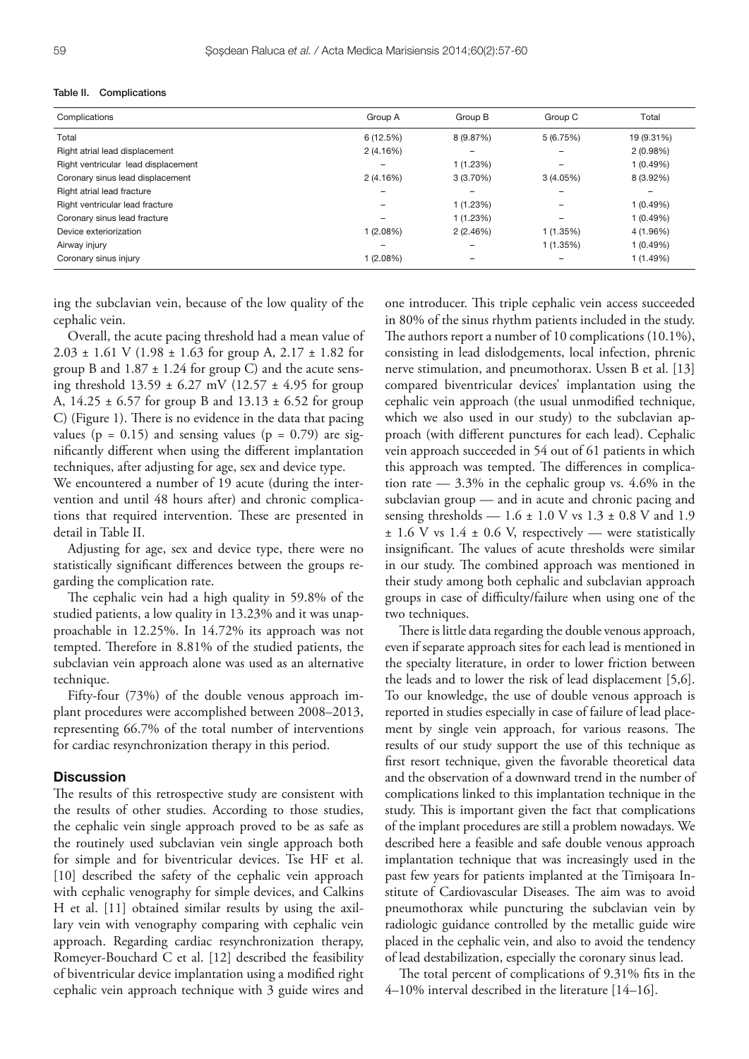Table II. Complications

| Complications | Group A | Group B | Group C | Total |
|---|---|---|---|---|
| Total | 6 (12.5%) | 8 (9.87%) | 5 (6.75%) | 19 (9.31%) |
| Right atrial lead displacement | 2 (4.16%) | – | – | 2 (0.98%) |
| Right ventricular lead displacement | – | 1 (1.23%) | – | 1 (0.49%) |
| Coronary sinus lead displacement | 2 (4.16%) | 3 (3.70%) | 3 (4.05%) | 8 (3.92%) |
| Right atrial lead fracture | – | – | – | – |
| Right ventricular lead fracture | – | 1 (1.23%) | – | 1 (0.49%) |
| Coronary sinus lead fracture | – | 1 (1.23%) | – | 1 (0.49%) |
| Device exteriorization | 1 (2.08%) | 2 (2.46%) | 1 (1.35%) | 4 (1.96%) |
| Airway injury | – | – | 1 (1.35%) | 1 (0.49%) |
| Coronary sinus injury | 1 (2.08%) | – | – | 1 (1.49%) |

ing the subclavian vein, because of the low quality of the cephalic vein.

Overall, the acute pacing threshold had a mean value of 2.03 ± 1.61 V (1.98 ± 1.63 for group A, 2.17 ± 1.82 for group B and 1.87 ± 1.24 for group C) and the acute sensing threshold 13.59 ± 6.27 mV (12.57 ± 4.95 for group A, 14.25 ± 6.57 for group B and 13.13 ± 6.52 for group C) (Figure 1). There is no evidence in the data that pacing values ($p = 0.15$) and sensing values ($p = 0.79$) are significantly different when using the different implantation techniques, after adjusting for age, sex and device type.

We encountered a number of 19 acute (during the intervention and until 48 hours after) and chronic complications that required intervention. These are presented in detail in Table II.

Adjusting for age, sex and device type, there were no statistically significant differences between the groups regarding the complication rate.

The cephalic vein had a high quality in 59.8% of the studied patients, a low quality in 13.23% and it was unapproachable in 12.25%. In 14.72% its approach was not tempted. Therefore in 8.81% of the studied patients, the subclavian vein approach alone was used as an alternative technique.

Fifty-four (73%) of the double venous approach implant procedures were accomplished between 2008–2013, representing 66.7% of the total number of interventions for cardiac resynchronization therapy in this period.

## Discussion

The results of this retrospective study are consistent with the results of other studies. According to those studies, the cephalic vein single approach proved to be as safe as the routinely used subclavian vein single approach both for simple and for biventricular devices. Tse HF et al. [10] described the safety of the cephalic vein approach with cephalic venography for simple devices, and Calkins H et al. [11] obtained similar results by using the axillary vein with venography comparing with cephalic vein approach. Regarding cardiac resynchronization therapy, Romeyer-Bouchard C et al. [12] described the feasibility of biventricular device implantation using a modified right cephalic vein approach technique with 3 guide wires and one introducer. This triple cephalic vein access succeeded in 80% of the sinus rhythm patients included in the study. The authors report a number of 10 complications (10.1%), consisting in lead dislodgements, local infection, phrenic nerve stimulation, and pneumothorax. Ussen B et al. [13] compared biventricular devices' implantation using the cephalic vein approach (the usual unmodified technique, which we also used in our study) to the subclavian approach (with different punctures for each lead). Cephalic vein approach succeeded in 54 out of 61 patients in which this approach was tempted. The differences in complication rate — 3.3% in the cephalic group vs. 4.6% in the subclavian group — and in acute and chronic pacing and sensing thresholds — 1.6 ± 1.0 V vs 1.3 ± 0.8 V and 1.9 ± 1.6 V vs 1.4 ± 0.6 V, respectively — were statistically insignificant. The values of acute thresholds were similar in our study. The combined approach was mentioned in their study among both cephalic and subclavian approach groups in case of difficulty/failure when using one of the two techniques.

There is little data regarding the double venous approach, even if separate approach sites for each lead is mentioned in the specialty literature, in order to lower friction between the leads and to lower the risk of lead displacement [5,6]. To our knowledge, the use of double venous approach is reported in studies especially in case of failure of lead placement by single vein approach, for various reasons. The results of our study support the use of this technique as first resort technique, given the favorable theoretical data and the observation of a downward trend in the number of complications linked to this implantation technique in the study. This is important given the fact that complications of the implant procedures are still a problem nowadays. We described here a feasible and safe double venous approach implantation technique that was increasingly used in the past few years for patients implanted at the Timișoara Institute of Cardiovascular Diseases. The aim was to avoid pneumothorax while puncturing the subclavian vein by radiologic guidance controlled by the metallic guide wire placed in the cephalic vein, and also to avoid the tendency of lead destabilization, especially the coronary sinus lead.

The total percent of complications of 9.31% fits in the 4–10% interval described in the literature [14–16].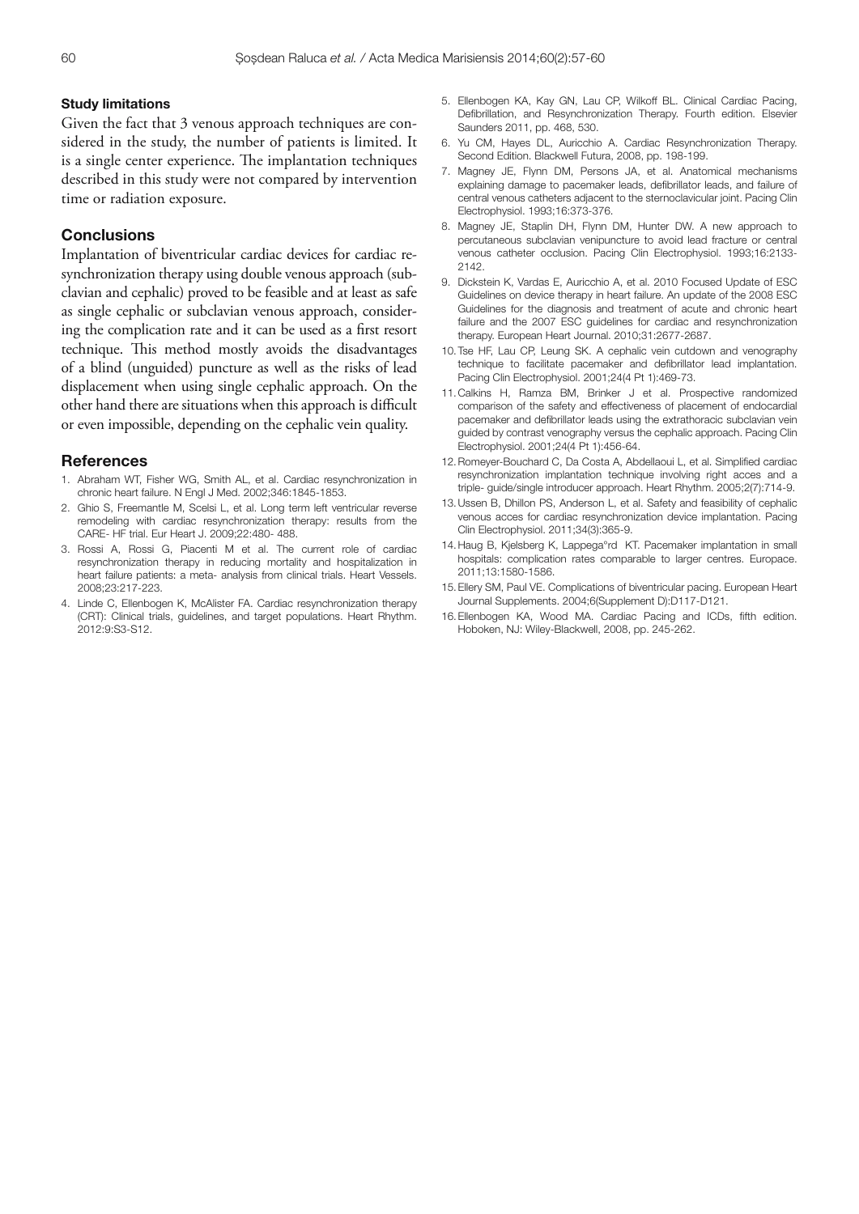#### Study limitations

Given the fact that 3 venous approach techniques are considered in the study, the number of patients is limited. It is a single center experience. The implantation techniques described in this study were not compared by intervention time or radiation exposure.

### Conclusions

Implantation of biventricular cardiac devices for cardiac resynchronization therapy using double venous approach (subclavian and cephalic) proved to be feasible and at least as safe as single cephalic or subclavian venous approach, considering the complication rate and it can be used as a first resort technique. This method mostly avoids the disadvantages of a blind (unguided) puncture as well as the risks of lead displacement when using single cephalic approach. On the other hand there are situations when this approach is difficult or even impossible, depending on the cephalic vein quality.

### References

1. Abraham WT, Fisher WG, Smith AL, et al. Cardiac resynchronization in chronic heart failure. N Engl J Med. 2002;346:1845-1853.
2. Ghio S, Freemantle M, Scelsi L, et al. Long term left ventricular reverse remodeling with cardiac resynchronization therapy: results from the CARE- HF trial. Eur Heart J. 2009;22:480- 488.
3. Rossi A, Rossi G, Piacenti M et al. The current role of cardiac resynchronization therapy in reducing mortality and hospitalization in heart failure patients: a meta- analysis from clinical trials. Heart Vessels. 2008;23:217-223.
4. Linde C, Ellenbogen K, McAlister FA. Cardiac resynchronization therapy (CRT): Clinical trials, guidelines, and target populations. Heart Rhythm. 2012:9:S3-S12.
5. Ellenbogen KA, Kay GN, Lau CP, Wilkoff BL. Clinical Cardiac Pacing, Defibrillation, and Resynchronization Therapy. Fourth edition. Elsevier Saunders 2011, pp. 468, 530.
6. Yu CM, Hayes DL, Auricchio A. Cardiac Resynchronization Therapy. Second Edition. Blackwell Futura, 2008, pp. 198-199.
7. Magney JE, Flynn DM, Persons JA, et al. Anatomical mechanisms explaining damage to pacemaker leads, defibrillator leads, and failure of central venous catheters adjacent to the sternoclavicular joint. Pacing Clin Electrophysiol. 1993;16:373-376.
8. Magney JE, Staplin DH, Flynn DM, Hunter DW. A new approach to percutaneous subclavian venipuncture to avoid lead fracture or central venous catheter occlusion. Pacing Clin Electrophysiol. 1993;16:2133-2142.
9. Dickstein K, Vardas E, Auricchio A, et al. 2010 Focused Update of ESC Guidelines on device therapy in heart failure. An update of the 2008 ESC Guidelines for the diagnosis and treatment of acute and chronic heart failure and the 2007 ESC guidelines for cardiac and resynchronization therapy. European Heart Journal. 2010;31:2677-2687.
10. Tse HF, Lau CP, Leung SK. A cephalic vein cutdown and venography technique to facilitate pacemaker and defibrillator lead implantation. Pacing Clin Electrophysiol. 2001;24(4 Pt 1):469-73.
11. Calkins H, Ramza BM, Brinker J et al. Prospective randomized comparison of the safety and effectiveness of placement of endocardial pacemaker and defibrillator leads using the extrathoracic subclavian vein guided by contrast venography versus the cephalic approach. Pacing Clin Electrophysiol. 2001;24(4 Pt 1):456-64.
12. Romeyer-Bouchard C, Da Costa A, Abdellaoui L, et al. Simplified cardiac resynchronization implantation technique involving right acces and a triple- guide/single introducer approach. Heart Rhythm. 2005;2(7):714-9.
13. Ussen B, Dhillon PS, Anderson L, et al. Safety and feasibility of cephalic venous acces for cardiac resynchronization device implantation. Pacing Clin Electrophysiol. 2011;34(3):365-9.
14. Haug B, Kjelsberg K, Lappega°rd KT. Pacemaker implantation in small hospitals: complication rates comparable to larger centres. Europace. 2011;13:1580-1586.
15. Ellery SM, Paul VE. Complications of biventricular pacing. European Heart Journal Supplements. 2004;6(Supplement D):D117-D121.
16. Ellenbogen KA, Wood MA. Cardiac Pacing and ICDs, fifth edition. Hoboken, NJ: Wiley-Blackwell, 2008, pp. 245-262.